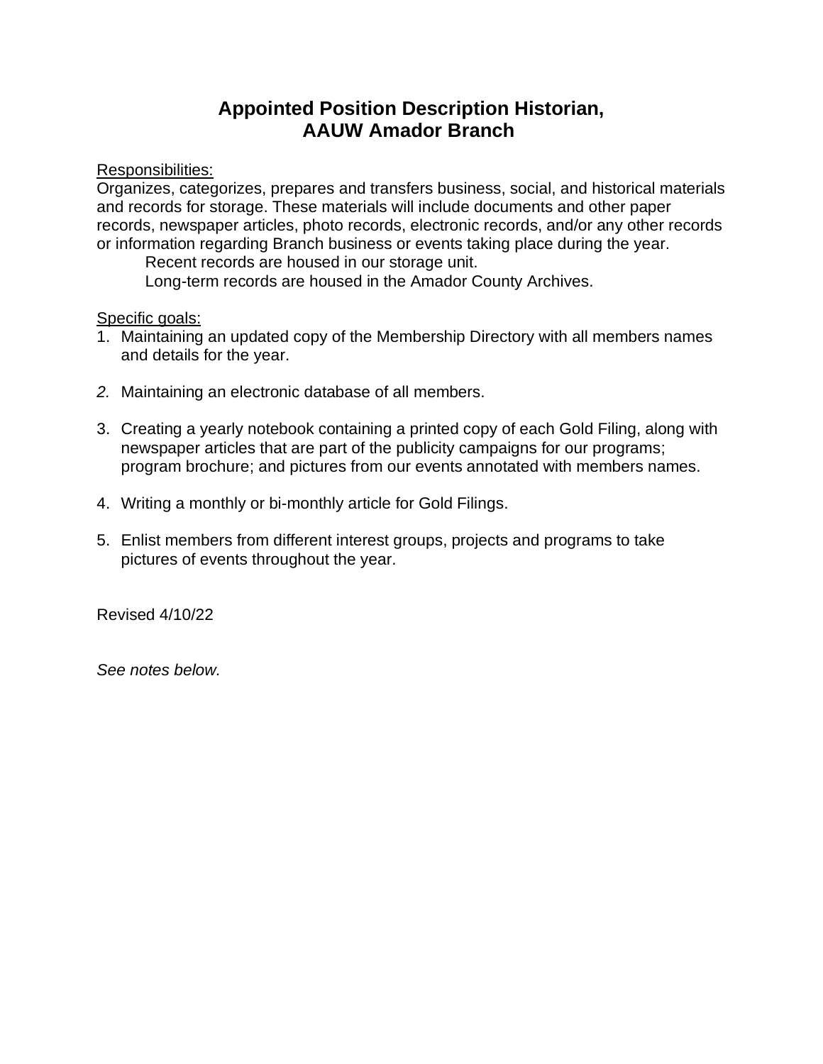# Appointed Position Description Historian,
# AAUW Amador Branch

Responsibilities:

Organizes, categorizes, prepares and transfers business, social, and historical materials and records for storage. These materials will include documents and other paper records, newspaper articles, photo records, electronic records, and/or any other records or information regarding Branch business or events taking place during the year.

Recent records are housed in our storage unit.

Long-term records are housed in the Amador County Archives.

Specific goals:

1. Maintaining an updated copy of the Membership Directory with all members names and details for the year.

2. Maintaining an electronic database of all members.

3. Creating a yearly notebook containing a printed copy of each Gold Filing, along with newspaper articles that are part of the publicity campaigns for our programs; program brochure; and pictures from our events annotated with members names.

4. Writing a monthly or bi-monthly article for Gold Filings.

5. Enlist members from different interest groups, projects and programs to take pictures of events throughout the year.

Revised 4/10/22

*See notes below.*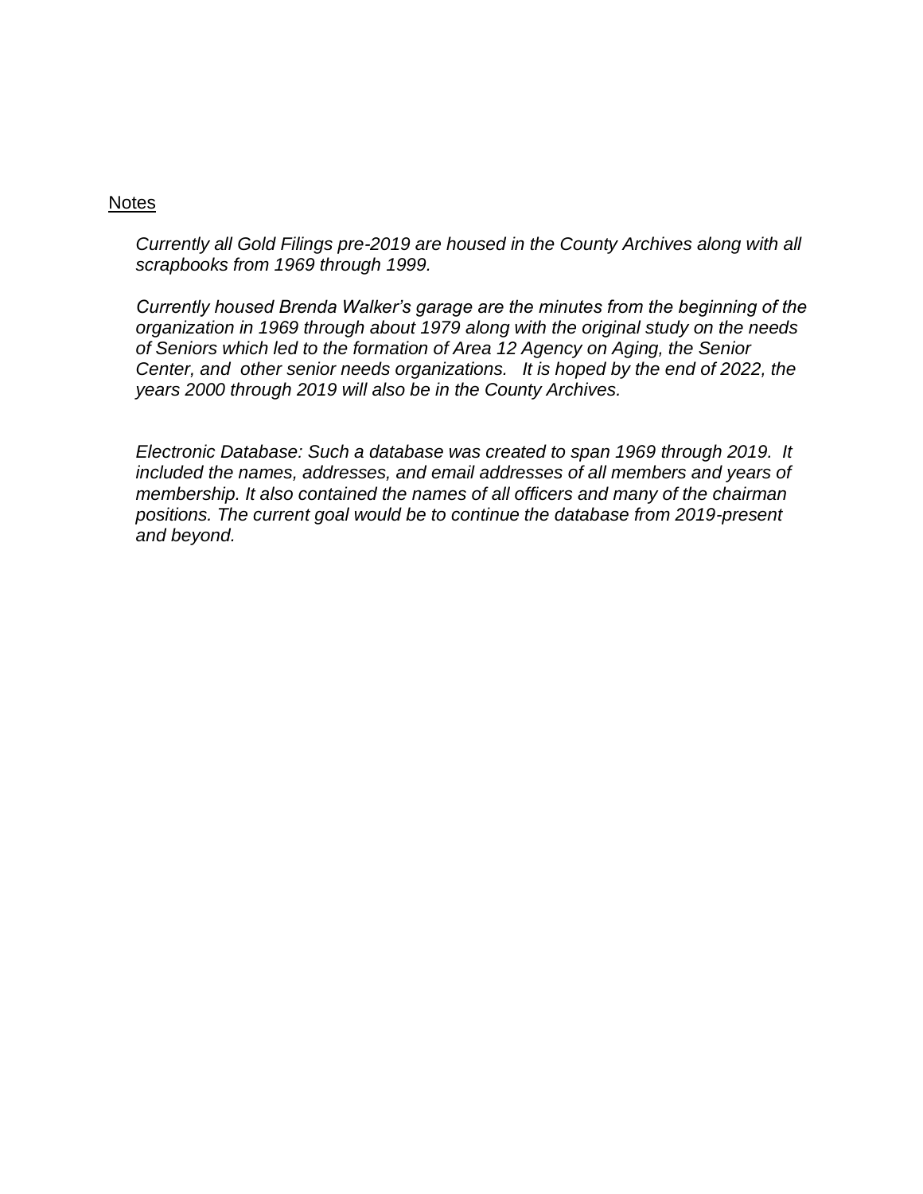<u>Notes</u>

*Currently all Gold Filings pre-2019 are housed in the County Archives along with all scrapbooks from 1969 through 1999.*

*Currently housed Brenda Walker's garage are the minutes from the beginning of the organization in 1969 through about 1979 along with the original study on the needs of Seniors which led to the formation of Area 12 Agency on Aging, the Senior Center, and other senior needs organizations. It is hoped by the end of 2022, the years 2000 through 2019 will also be in the County Archives.*

*Electronic Database: Such a database was created to span 1969 through 2019. It included the names, addresses, and email addresses of all members and years of membership. It also contained the names of all officers and many of the chairman positions. The current goal would be to continue the database from 2019-present and beyond.*